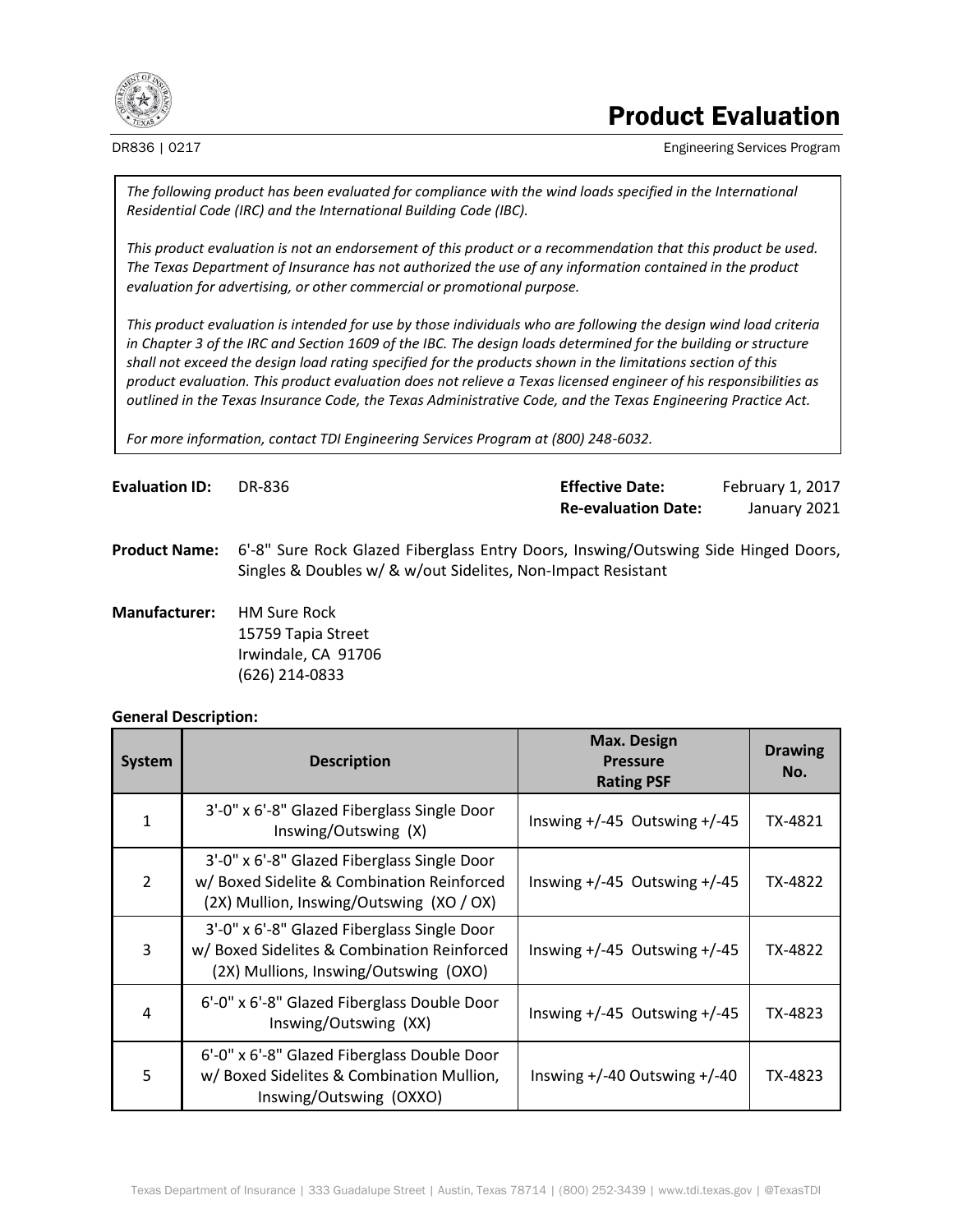# Product Evaluation

DR836 | 0217

Engineering Services Program

*The following product has been evaluated for compliance with the wind loads specified in the International Residential Code (IRC) and the International Building Code (IBC).*

*This product evaluation is not an endorsement of this product or a recommendation that this product be used. The Texas Department of Insurance has not authorized the use of any information contained in the product evaluation for advertising, or other commercial or promotional purpose.*

*This product evaluation is intended for use by those individuals who are following the design wind load criteria in Chapter 3 of the IRC and Section 1609 of the IBC. The design loads determined for the building or structure shall not exceed the design load rating specified for the products shown in the limitations section of this product evaluation. This product evaluation does not relieve a Texas licensed engineer of his responsibilities as outlined in the Texas Insurance Code, the Texas Administrative Code, and the Texas Engineering Practice Act.*

*For more information, contact TDI Engineering Services Program at (800) 248-6032.*

**Evaluation ID:** DR-836

**Effective Date:** February 1, 2017
**Re-evaluation Date:** January 2021

**Product Name:** 6'-8" Sure Rock Glazed Fiberglass Entry Doors, Inswing/Outswing Side Hinged Doors, Singles & Doubles w/ & w/out Sidelites, Non-Impact Resistant

**Manufacturer:** HM Sure Rock
15759 Tapia Street
Irwindale, CA 91706
(626) 214-0833

**General Description:**

| System | Description | Max. Design Pressure Rating PSF | Drawing No. |
|---|---|---|---|
| 1 | 3'-0" x 6'-8" Glazed Fiberglass Single Door Inswing/Outswing (X) | Inswing +/-45 Outswing +/-45 | TX-4821 |
| 2 | 3'-0" x 6'-8" Glazed Fiberglass Single Door w/ Boxed Sidelite & Combination Reinforced (2X) Mullion, Inswing/Outswing (XO / OX) | Inswing +/-45 Outswing +/-45 | TX-4822 |
| 3 | 3'-0" x 6'-8" Glazed Fiberglass Single Door w/ Boxed Sidelites & Combination Reinforced (2X) Mullions, Inswing/Outswing (OXO) | Inswing +/-45 Outswing +/-45 | TX-4822 |
| 4 | 6'-0" x 6'-8" Glazed Fiberglass Double Door Inswing/Outswing (XX) | Inswing +/-45 Outswing +/-45 | TX-4823 |
| 5 | 6'-0" x 6'-8" Glazed Fiberglass Double Door w/ Boxed Sidelites & Combination Mullion, Inswing/Outswing (OXXO) | Inswing +/-40 Outswing +/-40 | TX-4823 |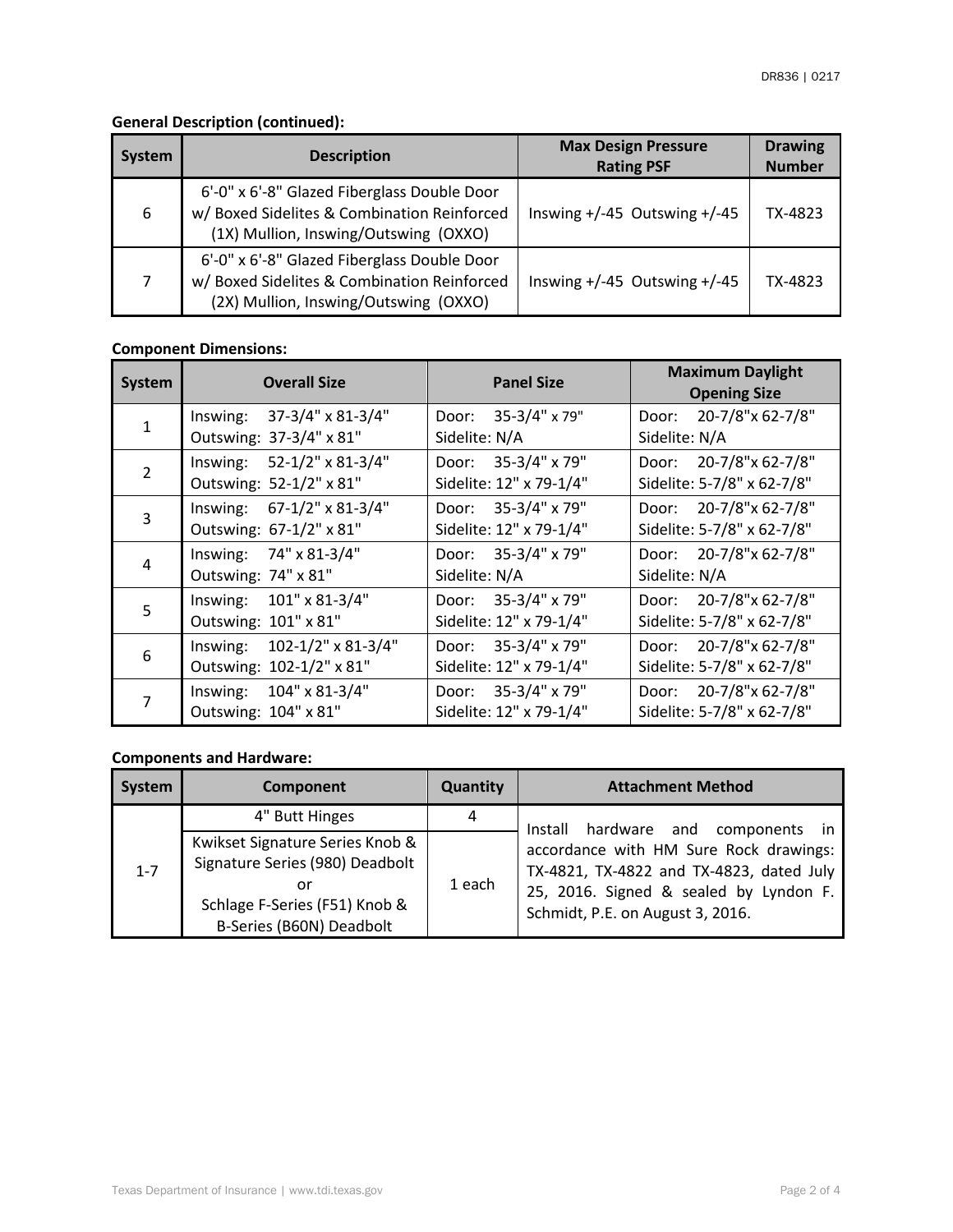**General Description (continued):**

| System | Description | Max Design Pressure Rating PSF | Drawing Number |
|---|---|---|---|
| 6 | 6'-0" x 6'-8" Glazed Fiberglass Double Door w/ Boxed Sidelites & Combination Reinforced (1X) Mullion, Inswing/Outswing (OXXO) | Inswing +/-45 Outswing +/-45 | TX-4823 |
| 7 | 6'-0" x 6'-8" Glazed Fiberglass Double Door w/ Boxed Sidelites & Combination Reinforced (2X) Mullion, Inswing/Outswing (OXXO) | Inswing +/-45 Outswing +/-45 | TX-4823 |

**Component Dimensions:**

| System | Overall Size | Panel Size | Maximum Daylight Opening Size |
|---|---|---|---|
| 1 | Inswing: 37-3/4" x 81-3/4"<br>Outswing: 37-3/4" x 81" | Door: 35-3/4" x 79"<br>Sidelite: N/A | Door: 20-7/8"x 62-7/8"<br>Sidelite: N/A |
| 2 | Inswing: 52-1/2" x 81-3/4"<br>Outswing: 52-1/2" x 81" | Door: 35-3/4" x 79"<br>Sidelite: 12" x 79-1/4" | Door: 20-7/8"x 62-7/8"<br>Sidelite: 5-7/8" x 62-7/8" |
| 3 | Inswing: 67-1/2" x 81-3/4"<br>Outswing: 67-1/2" x 81" | Door: 35-3/4" x 79"<br>Sidelite: 12" x 79-1/4" | Door: 20-7/8"x 62-7/8"<br>Sidelite: 5-7/8" x 62-7/8" |
| 4 | Inswing: 74" x 81-3/4"<br>Outswing: 74" x 81" | Door: 35-3/4" x 79"<br>Sidelite: N/A | Door: 20-7/8"x 62-7/8"<br>Sidelite: N/A |
| 5 | Inswing: 101" x 81-3/4"<br>Outswing: 101" x 81" | Door: 35-3/4" x 79"<br>Sidelite: 12" x 79-1/4" | Door: 20-7/8"x 62-7/8"<br>Sidelite: 5-7/8" x 62-7/8" |
| 6 | Inswing: 102-1/2" x 81-3/4"<br>Outswing: 102-1/2" x 81" | Door: 35-3/4" x 79"<br>Sidelite: 12" x 79-1/4" | Door: 20-7/8"x 62-7/8"<br>Sidelite: 5-7/8" x 62-7/8" |
| 7 | Inswing: 104" x 81-3/4"<br>Outswing: 104" x 81" | Door: 35-3/4" x 79"<br>Sidelite: 12" x 79-1/4" | Door: 20-7/8"x 62-7/8"<br>Sidelite: 5-7/8" x 62-7/8" |

**Components and Hardware:**

| System | Component | Quantity | Attachment Method |
|---|---|---|---|
| 1-7 | 4" Butt Hinges | 4 | Install hardware and components in accordance with HM Sure Rock drawings: TX-4821, TX-4822 and TX-4823, dated July 25, 2016. Signed & sealed by Lyndon F. Schmidt, P.E. on August 3, 2016. |
| | Kwikset Signature Series Knob & Signature Series (980) Deadbolt<br>or<br>Schlage F-Series (F51) Knob & B-Series (B60N) Deadbolt | 1 each | |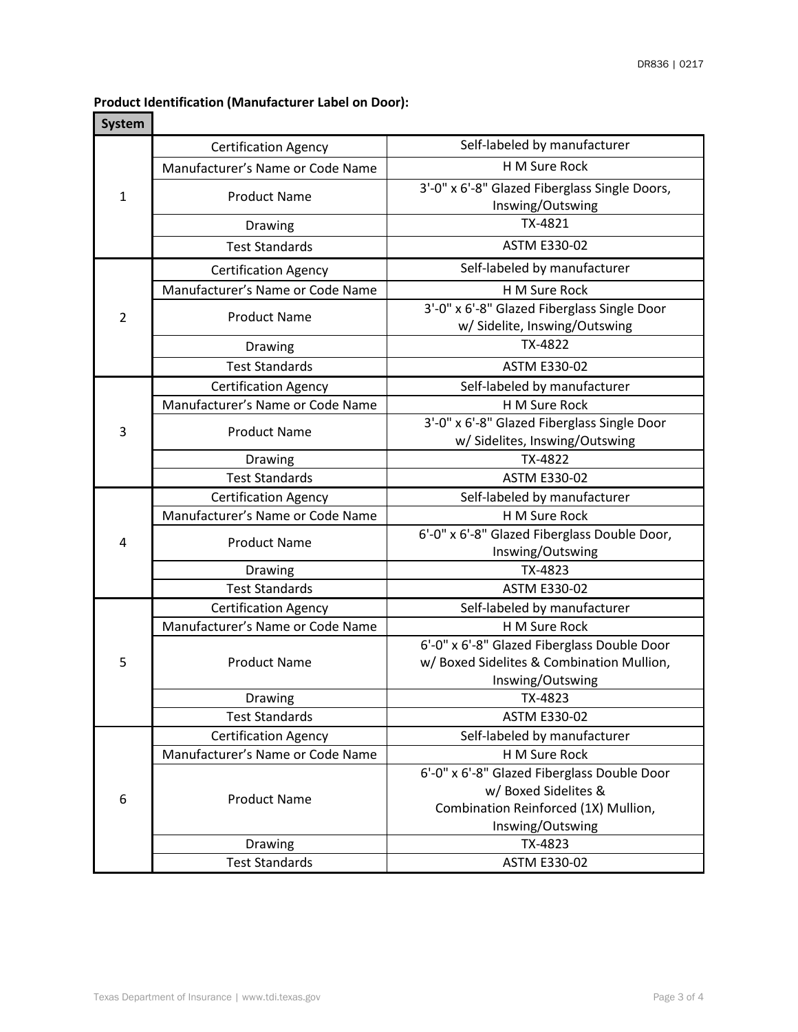**Product Identification (Manufacturer Label on Door):**

| System | | |
|---|---|---|
| 1 | Certification Agency | Self-labeled by manufacturer |
| | Manufacturer's Name or Code Name | H M Sure Rock |
| | Product Name | 3'-0" x 6'-8" Glazed Fiberglass Single Doors, Inswing/Outswing |
| | Drawing | TX-4821 |
| | Test Standards | ASTM E330-02 |
| 2 | Certification Agency | Self-labeled by manufacturer |
| | Manufacturer's Name or Code Name | H M Sure Rock |
| | Product Name | 3'-0" x 6'-8" Glazed Fiberglass Single Door w/ Sidelite, Inswing/Outswing |
| | Drawing | TX-4822 |
| | Test Standards | ASTM E330-02 |
| 3 | Certification Agency | Self-labeled by manufacturer |
| | Manufacturer's Name or Code Name | H M Sure Rock |
| | Product Name | 3'-0" x 6'-8" Glazed Fiberglass Single Door w/ Sidelites, Inswing/Outswing |
| | Drawing | TX-4822 |
| | Test Standards | ASTM E330-02 |
| 4 | Certification Agency | Self-labeled by manufacturer |
| | Manufacturer's Name or Code Name | H M Sure Rock |
| | Product Name | 6'-0" x 6'-8" Glazed Fiberglass Double Door, Inswing/Outswing |
| | Drawing | TX-4823 |
| | Test Standards | ASTM E330-02 |
| 5 | Certification Agency | Self-labeled by manufacturer |
| | Manufacturer's Name or Code Name | H M Sure Rock |
| | Product Name | 6'-0" x 6'-8" Glazed Fiberglass Double Door w/ Boxed Sidelites & Combination Mullion, Inswing/Outswing |
| | Drawing | TX-4823 |
| | Test Standards | ASTM E330-02 |
| 6 | Certification Agency | Self-labeled by manufacturer |
| | Manufacturer's Name or Code Name | H M Sure Rock |
| | Product Name | 6'-0" x 6'-8" Glazed Fiberglass Double Door w/ Boxed Sidelites & Combination Reinforced (1X) Mullion, Inswing/Outswing |
| | Drawing | TX-4823 |
| | Test Standards | ASTM E330-02 |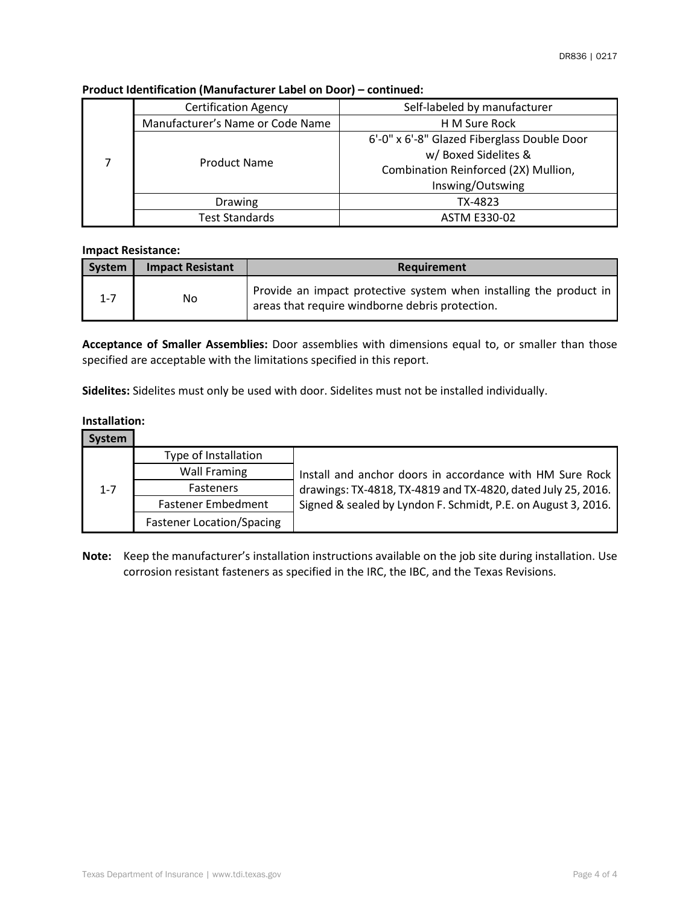**Product Identification (Manufacturer Label on Door) – continued:**

| | | |
|---|---|---|
| 7 | Certification Agency | Self-labeled by manufacturer |
| | Manufacturer's Name or Code Name | H M Sure Rock |
| | Product Name | 6'-0" x 6'-8" Glazed Fiberglass Double Door w/ Boxed Sidelites & Combination Reinforced (2X) Mullion, Inswing/Outswing |
| | Drawing | TX-4823 |
| | Test Standards | ASTM E330-02 |

**Impact Resistance:**

| System | Impact Resistant | Requirement |
|---|---|---|
| 1-7 | No | Provide an impact protective system when installing the product in areas that require windborne debris protection. |

**Acceptance of Smaller Assemblies:** Door assemblies with dimensions equal to, or smaller than those specified are acceptable with the limitations specified in this report.

**Sidelites:** Sidelites must only be used with door. Sidelites must not be installed individually.

**Installation:**

| System | | |
|---|---|---|
| 1-7 | Type of Installation | Install and anchor doors in accordance with HM Sure Rock drawings: TX-4818, TX-4819 and TX-4820, dated July 25, 2016. Signed & sealed by Lyndon F. Schmidt, P.E. on August 3, 2016. |
| | Wall Framing | |
| | Fasteners | |
| | Fastener Embedment | |
| | Fastener Location/Spacing | |

**Note:** Keep the manufacturer's installation instructions available on the job site during installation. Use corrosion resistant fasteners as specified in the IRC, the IBC, and the Texas Revisions.